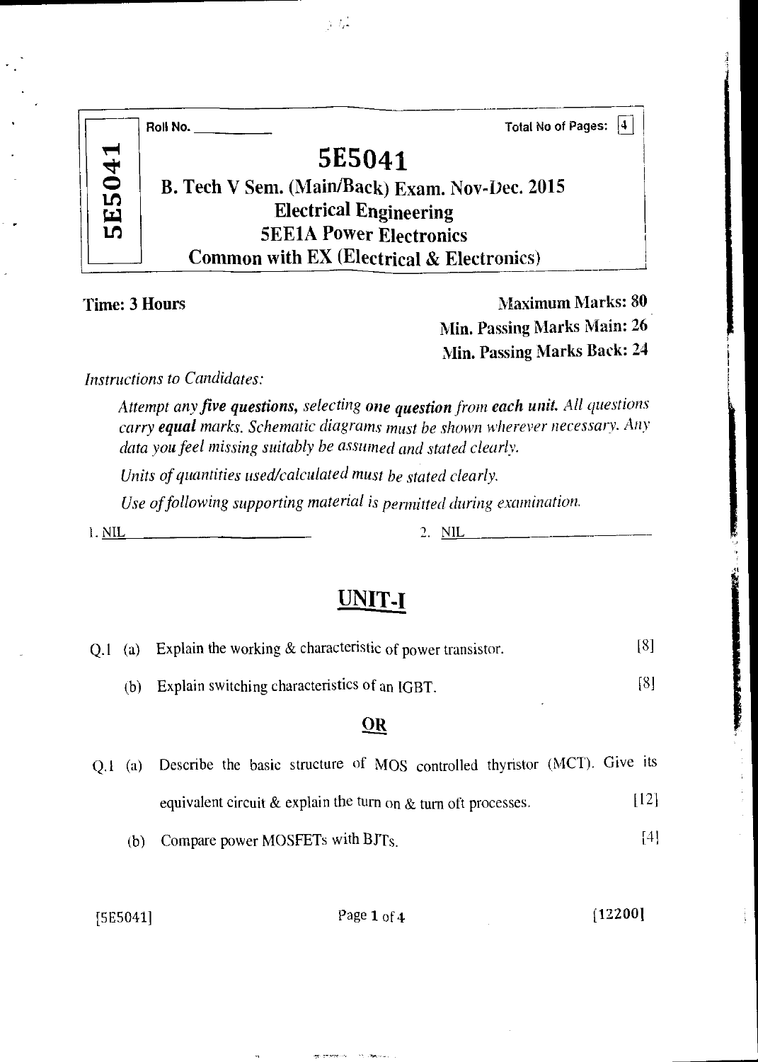Roll No. ____________ Total No of Pages: 4

# 5E5041

**B. Tech V Sem. (Main/Back) Exam. Nov-Dec. 2015**
**Electrical Engineering**
**5EE1A Power Electronics**
**Common with EX (Electrical & Electronics)**

**Time: 3 Hours** **Maximum Marks: 80**
**Min. Passing Marks Main: 26**
**Min. Passing Marks Back: 24**

*Instructions to Candidates:*

*Attempt any **five questions**, selecting **one question** from **each unit**. All questions carry **equal** marks. Schematic diagrams must be shown wherever necessary. Any data you feel missing suitably be assumed and stated clearly.*

*Units of quantities used/calculated must be stated clearly.*

*Use of following supporting material is permitted during examination.*

1. NIL 2. NIL

## UNIT-I

Q.1 (a) Explain the working & characteristic of power transistor. [8]

(b) Explain switching characteristics of an IGBT. [8]

**OR**

Q.1 (a) Describe the basic structure of MOS controlled thyristor (MCT). Give its equivalent circuit & explain the turn on & turn off processes. [12]

(b) Compare power MOSFETs with BJTs. [4]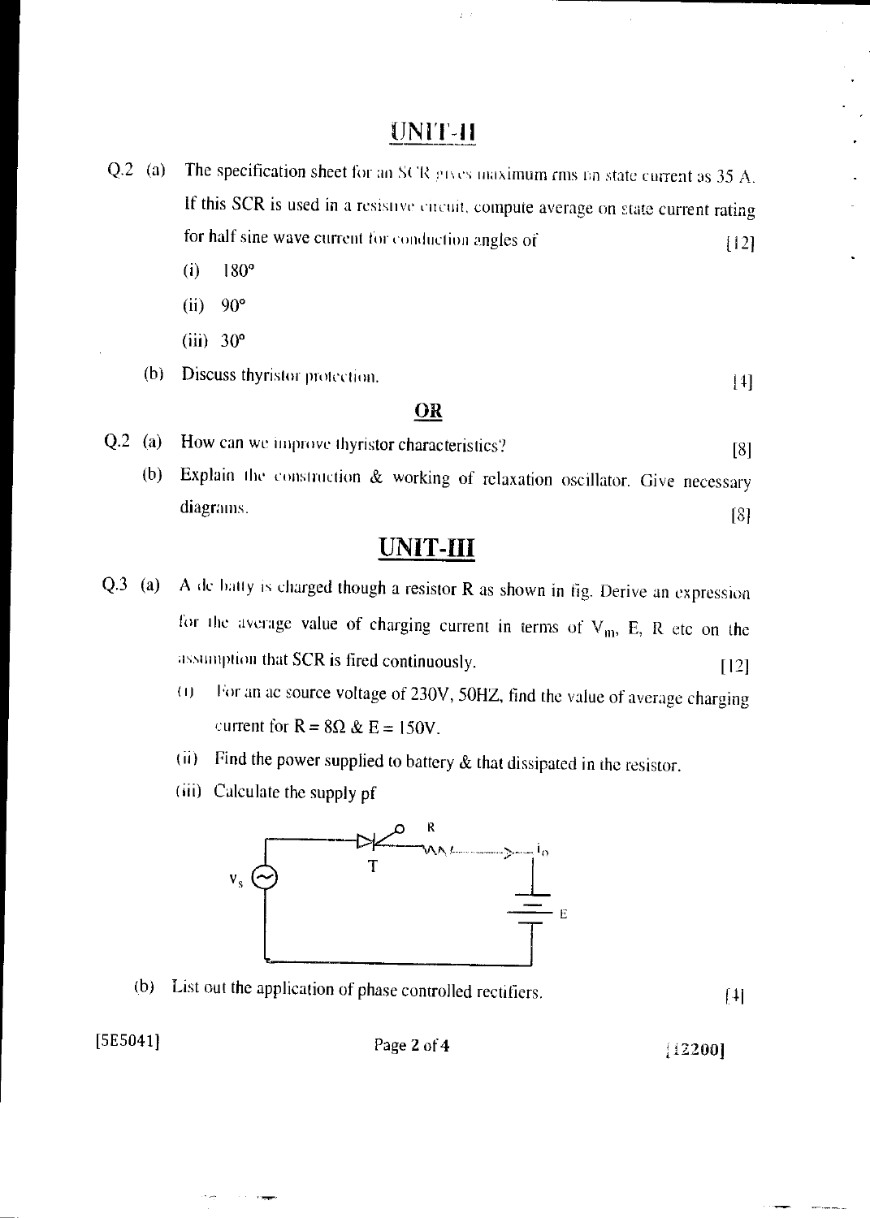## UNIT-II

Q.2 (a) The specification sheet for an SCR gives maximum rms on state current as 35 A. If this SCR is used in a resistive circuit, compute average on state current rating for half sine wave current for conduction angles of [12]

(i) 180°

(ii) 90°

(iii) 30°

(b) Discuss thyristor protection. [4]

**OR**

Q.2 (a) How can we improve thyristor characteristics? [8]

(b) Explain the construction & working of relaxation oscillator. Give necessary diagrams. [8]

## UNIT-III

Q.3 (a) A dc batty is charged though a resistor R as shown in fig. Derive an expression for the average value of charging current in terms of $V_m$, E, R etc on the assumption that SCR is fired continuously. [12]

(i) For an ac source voltage of 230V, 50HZ, find the value of average charging current for R = 8Ω & E = 150V.

(ii) Find the power supplied to battery & that dissipated in the resistor.

(iii) Calculate the supply pf

(b) List out the application of phase controlled rectifiers. [4]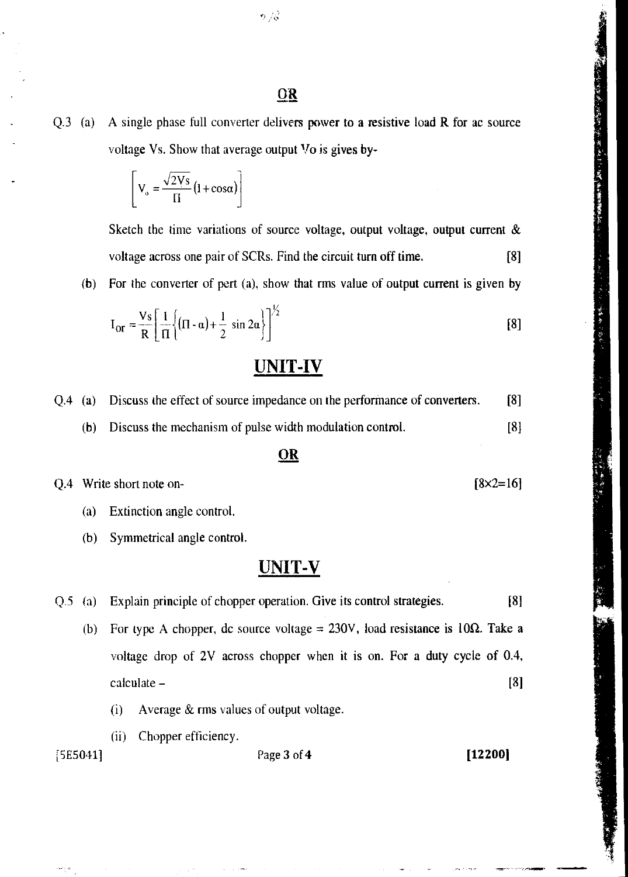**OR**

Q.3 (a) A single phase full converter delivers power to a resistive load R for ac source voltage Vs. Show that average output Vo is gives by-

$$\left[ V_o = \frac{\sqrt{2}Vs}{\Pi}(1+\cos\alpha) \right]$$

Sketch the time variations of source voltage, output voltage, output current & voltage across one pair of SCRs. Find the circuit turn off time. [8]

(b) For the converter of pert (a), show that rms value of output current is given by

$$I_{or} = \frac{Vs}{R}\left[ \frac{1}{\Pi}\left\{ (\Pi - \alpha) + \frac{1}{2}\sin 2\alpha \right\} \right]^{1/2}$$ [8]

## UNIT-IV

Q.4 (a) Discuss the effect of source impedance on the performance of converters. [8]

(b) Discuss the mechanism of pulse width modulation control. [8]

**OR**

Q.4 Write short note on- [8×2=16]

(a) Extinction angle control.

(b) Symmetrical angle control.

## UNIT-V

Q.5 (a) Explain principle of chopper operation. Give its control strategies. [8]

(b) For type A chopper, dc source voltage = 230V, load resistance is 10Ω. Take a voltage drop of 2V across chopper when it is on. For a duty cycle of 0.4, calculate – [8]

(i) Average & rms values of output voltage.

(ii) Chopper efficiency.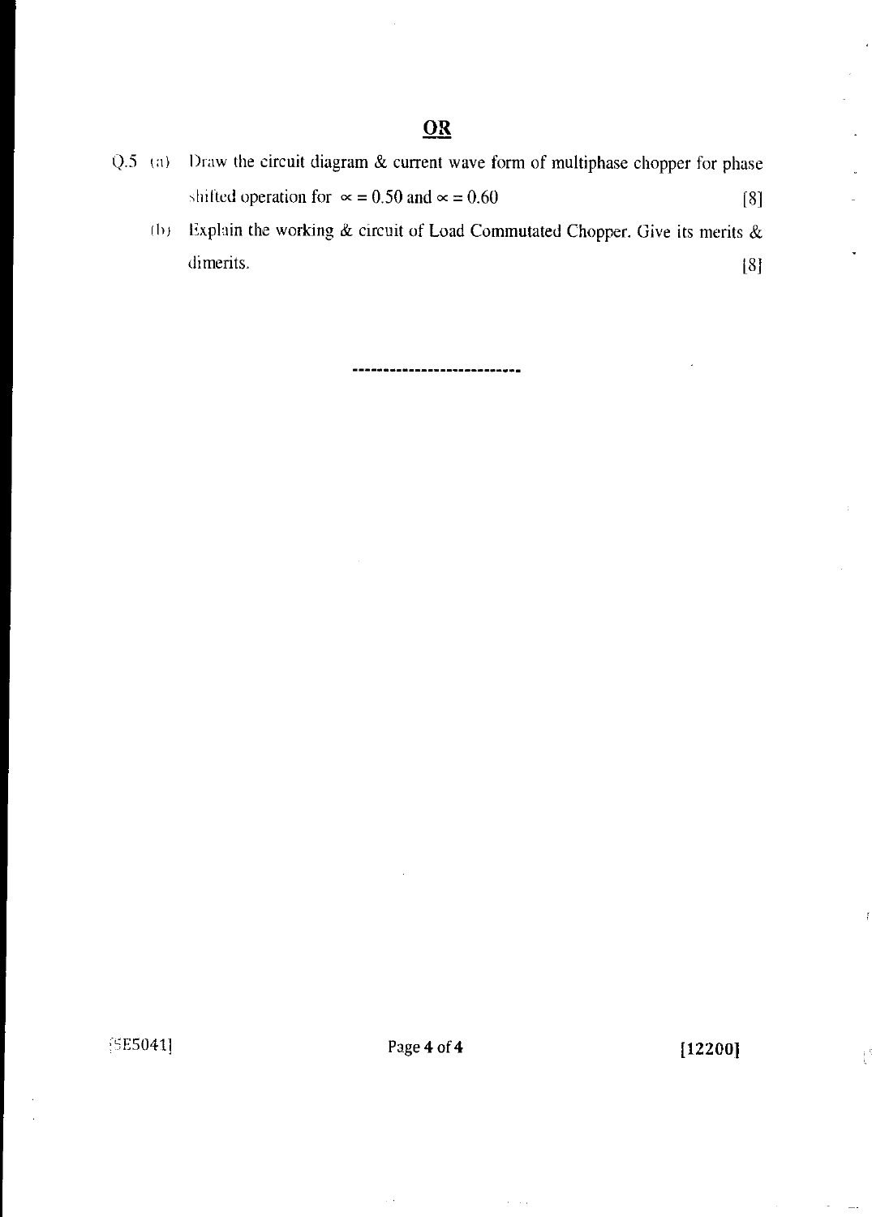**OR**

Q.5 (a) Draw the circuit diagram & current wave form of multiphase chopper for phase shifted operation for $\propto = 0.50$ and $\propto = 0.60$ [8]

(b) Explain the working & circuit of Load Commutated Chopper. Give its merits & dimerits. [8]

---------------------------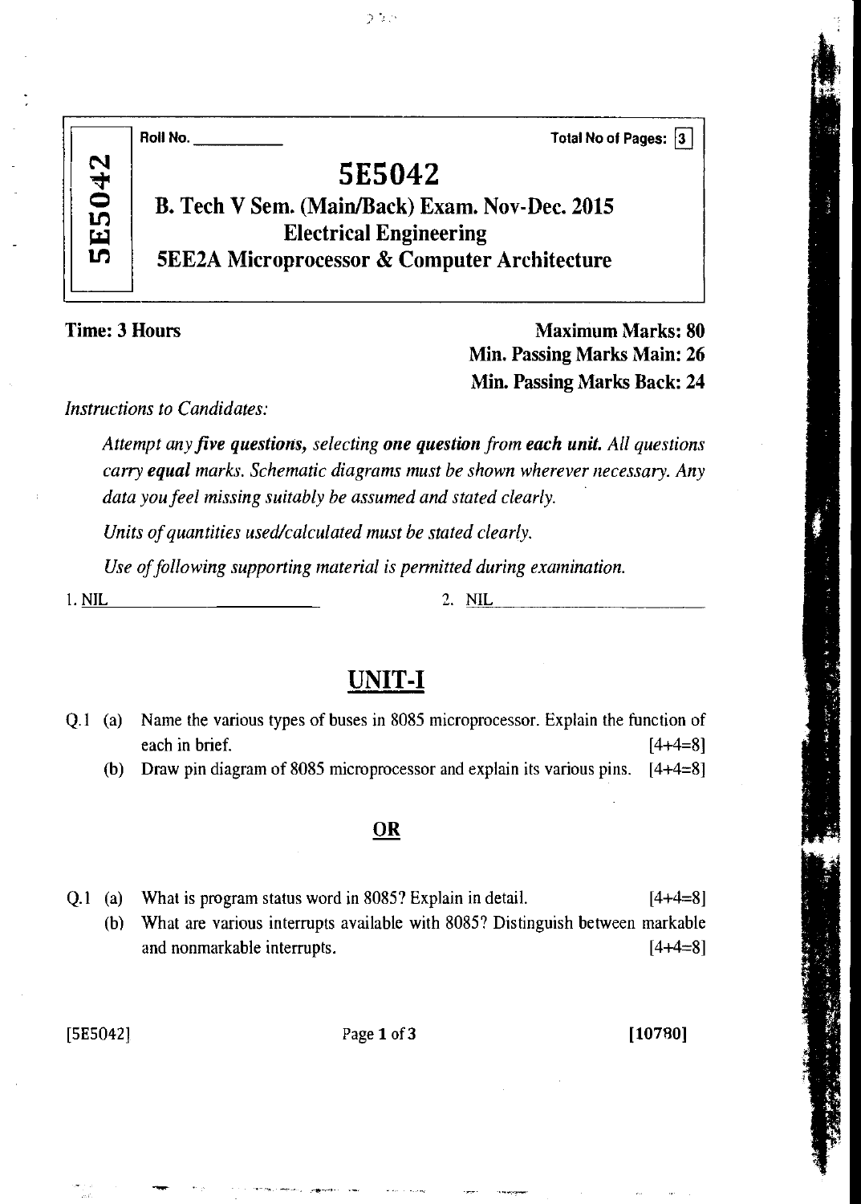Roll No. \_\_\_\_\_\_\_\_\_\_ Total No of Pages: 3

# 5E5042

## B. Tech V Sem. (Main/Back) Exam. Nov-Dec. 2015
## Electrical Engineering
## 5EE2A Microprocessor & Computer Architecture

**Time: 3 Hours**

**Maximum Marks: 80**
**Min. Passing Marks Main: 26**
**Min. Passing Marks Back: 24**

*Instructions to Candidates:*

*Attempt any **five questions**, selecting **one question** from **each unit.** All questions carry **equal** marks. Schematic diagrams must be shown wherever necessary. Any data you feel missing suitably be assumed and stated clearly.*

*Units of quantities used/calculated must be stated clearly.*

*Use of following supporting material is permitted during examination.*

1. NIL 2. NIL

## UNIT-I

Q.1 (a) Name the various types of buses in 8085 microprocessor. Explain the function of each in brief. [4+4=8]

(b) Draw pin diagram of 8085 microprocessor and explain its various pins. [4+4=8]

**OR**

Q.1 (a) What is program status word in 8085? Explain in detail. [4+4=8]

(b) What are various interrupts available with 8085? Distinguish between markable and nonmarkable interrupts. [4+4=8]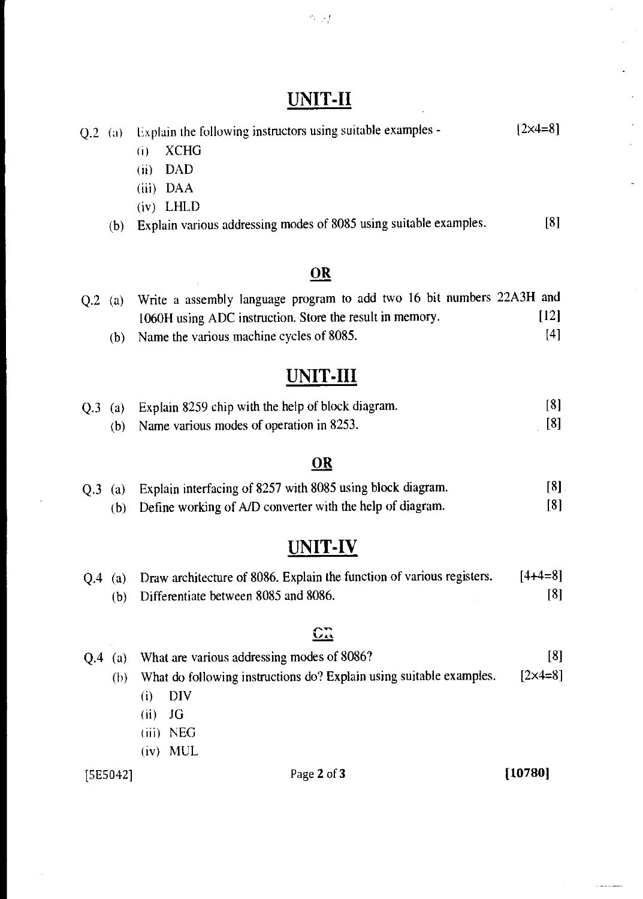## UNIT-II

Q.2 (a) Explain the following instructors using suitable examples - [2×4=8]

(i) XCHG

(ii) DAD

(iii) DAA

(iv) LHLD

(b) Explain various addressing modes of 8085 using suitable examples. [8]

### OR

Q.2 (a) Write a assembly language program to add two 16 bit numbers 22A3H and 1060H using ADC instruction. Store the result in memory. [12]

(b) Name the various machine cycles of 8085. [4]

## UNIT-III

Q.3 (a) Explain 8259 chip with the help of block diagram. [8]

(b) Name various modes of operation in 8253. [8]

### OR

Q.3 (a) Explain interfacing of 8257 with 8085 using block diagram. [8]

(b) Define working of A/D converter with the help of diagram. [8]

## UNIT-IV

Q.4 (a) Draw architecture of 8086. Explain the function of various registers. [4+4=8]

(b) Differentiate between 8085 and 8086. [8]

### OR

Q.4 (a) What are various addressing modes of 8086? [8]

(b) What do following instructions do? Explain using suitable examples. [2×4=8]

(i) DIV

(ii) JG

(iii) NEG

(iv) MUL

[5E5042] [10780]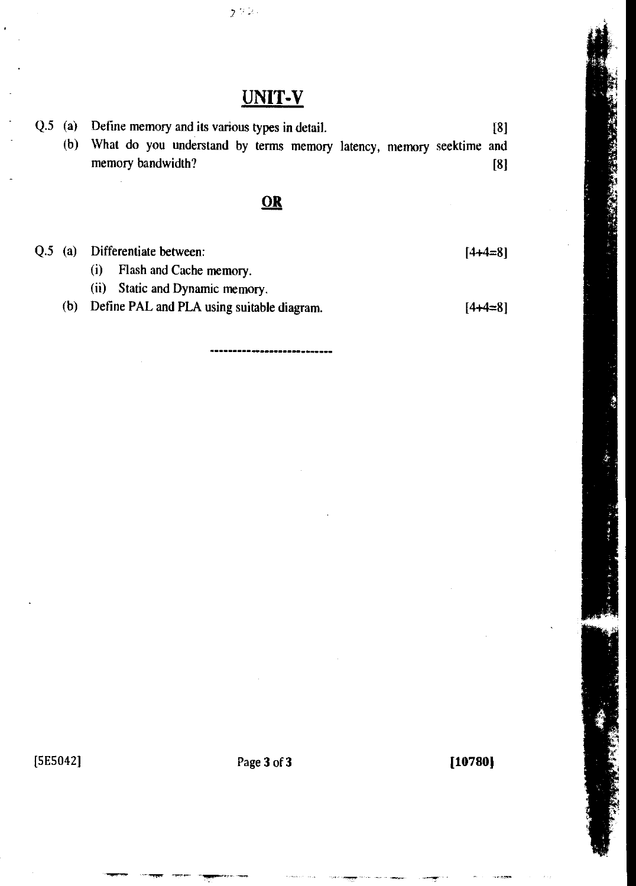## UNIT-V

Q.5 (a) Define memory and its various types in detail. [8]

(b) What do you understand by terms memory latency, memory seektime and memory bandwidth? [8]

**OR**

Q.5 (a) Differentiate between: [4+4=8]

(i) Flash and Cache memory.

(ii) Static and Dynamic memory.

(b) Define PAL and PLA using suitable diagram. [4+4=8]

---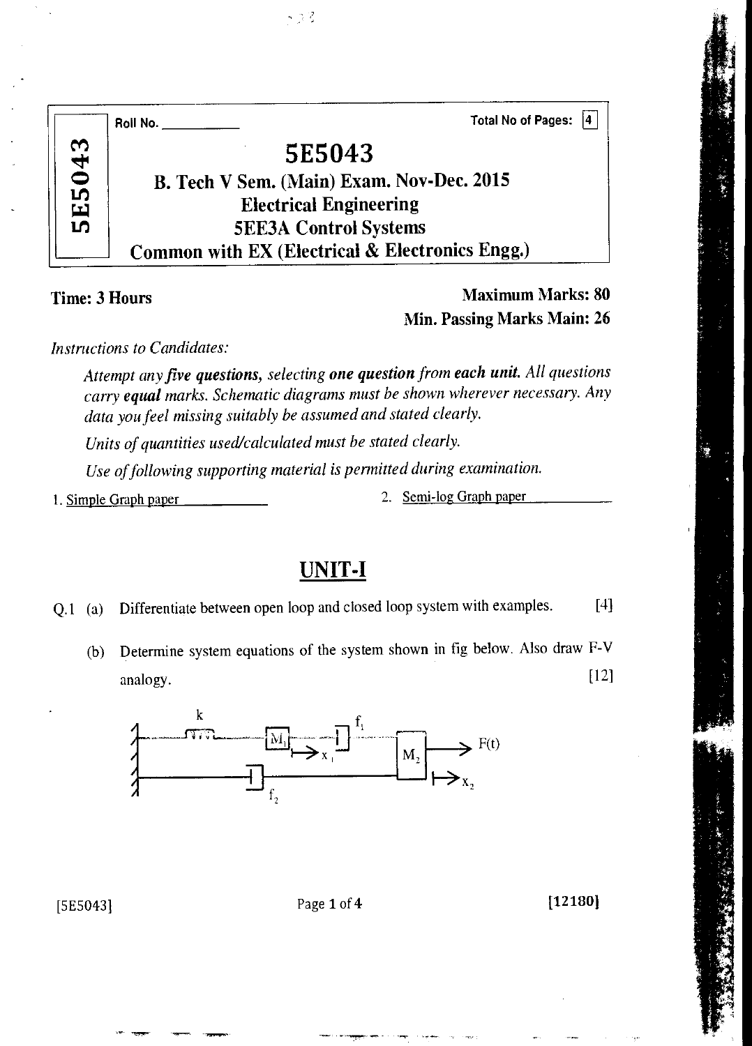Roll No. ___________ Total No of Pages: 4

5E5043

# 5E5043

## B. Tech V Sem. (Main) Exam. Nov-Dec. 2015
## Electrical Engineering
## 5EE3A Control Systems
## Common with EX (Electrical & Electronics Engg.)

**Time: 3 Hours** **Maximum Marks: 80**
**Min. Passing Marks Main: 26**

*Instructions to Candidates:*

*Attempt any* ***five questions****, selecting* ***one question from each unit.*** *All questions carry* ***equal*** *marks. Schematic diagrams must be shown wherever necessary. Any data you feel missing suitably be assumed and stated clearly.*

*Units of quantities used/calculated must be stated clearly.*

*Use of following supporting material is permitted during examination.*

1. Simple Graph paper
2. Semi-log Graph paper

## UNIT-I

Q.1 (a) Differentiate between open loop and closed loop system with examples. [4]

(b) Determine system equations of the system shown in fig below. Also draw F-V analogy. [12]

k, $M_1$, $x_1$, $f_1$, $M_2$, F(t), $x_2$, $f_2$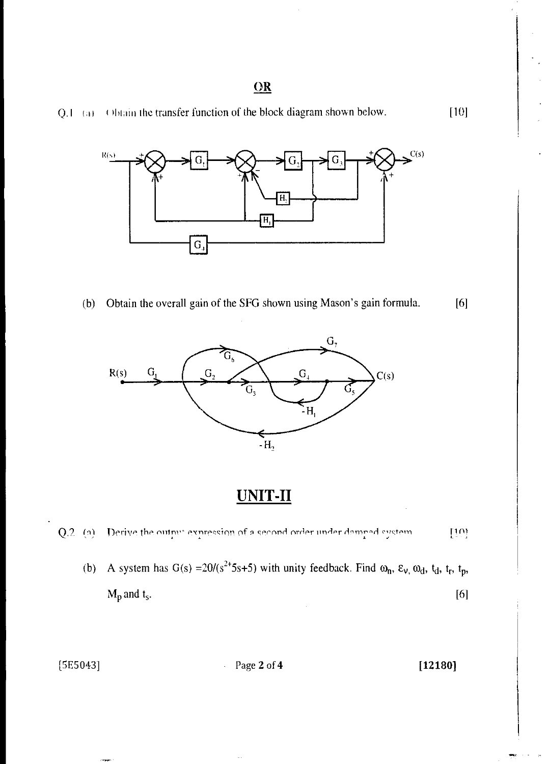**OR**

Q.1 (a) Obtain the transfer function of the block diagram shown below. [10]

(b) Obtain the overall gain of the SFG shown using Mason's gain formula. [6]

# UNIT-II

Q.2 (a) Derive the output expression of a second order under damped system. [10]

(b) A system has $G(s) = 20/(s^2+5s+5)$ with unity feedback. Find $\omega_n$, $\varepsilon_v$, $\omega_d$, $t_d$, $t_r$, $t_p$, $M_p$ and $t_s$. [6]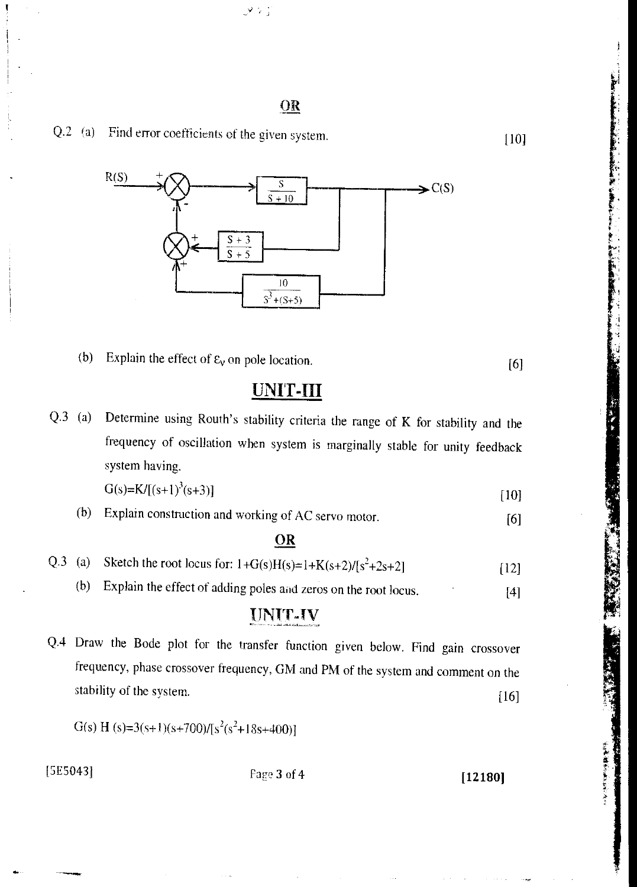**OR**

Q.2 (a) Find error coefficients of the given system. [10]

(b) Explain the effect of $\varepsilon_v$ on pole location. [6]

## UNIT-III

Q.3 (a) Determine using Routh's stability criteria the range of K for stability and the frequency of oscillation when system is marginally stable for unity feedback system having.

$G(s)=K/[(s+1)^3(s+3)]$ [10]

(b) Explain construction and working of AC servo motor. [6]

**OR**

Q.3 (a) Sketch the root locus for: $1+G(s)H(s)=1+K(s+2)/[s^2+2s+2]$ [12]

(b) Explain the effect of adding poles and zeros on the root locus. [4]

## UNIT-IV

Q.4 Draw the Bode plot for the transfer function given below. Find gain crossover frequency, phase crossover frequency, GM and PM of the system and comment on the stability of the system. [16]

$G(s)\,H(s)=3(s+1)(s+700)/[s^2(s^2+18s+400)]$

[5E5043]

[12180]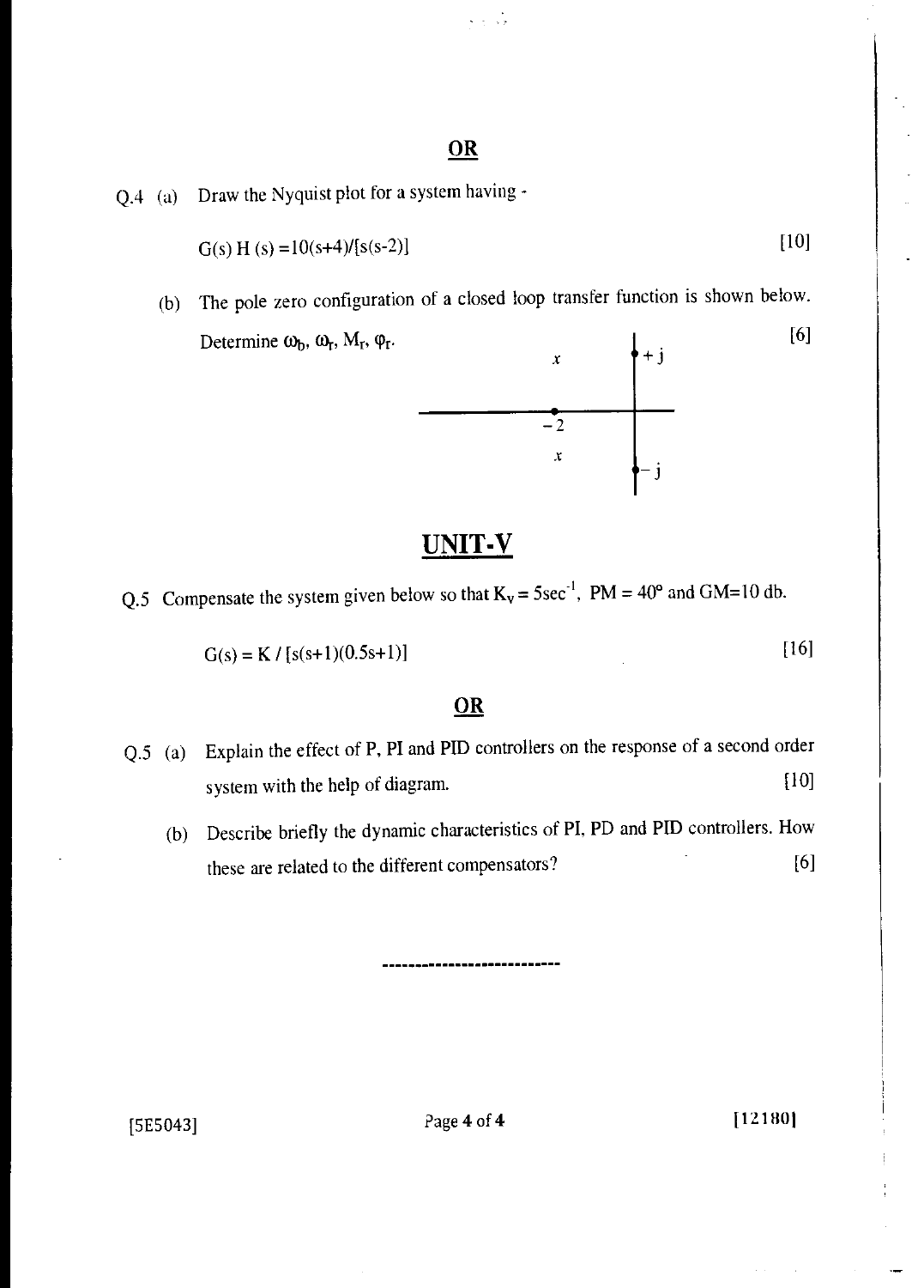**OR**

Q.4 (a) Draw the Nyquist plot for a system having -

$$G(s)\,H(s) = 10(s+4)/[s(s-2)]$$ [10]

(b) The pole zero configuration of a closed loop transfer function is shown below. Determine $\omega_b$, $\omega_r$, $M_r$, $\varphi_r$. [6]

## UNIT-V

Q.5 Compensate the system given below so that $K_v = 5\text{sec}^{-1}$, PM = 40° and GM=10 db.

$$G(s) = K / [s(s+1)(0.5s+1)]$$ [16]

**OR**

Q.5 (a) Explain the effect of P, PI and PID controllers on the response of a second order system with the help of diagram. [10]

(b) Describe briefly the dynamic characteristics of PI, PD and PID controllers. How these are related to the different compensators? [6]

----------------------------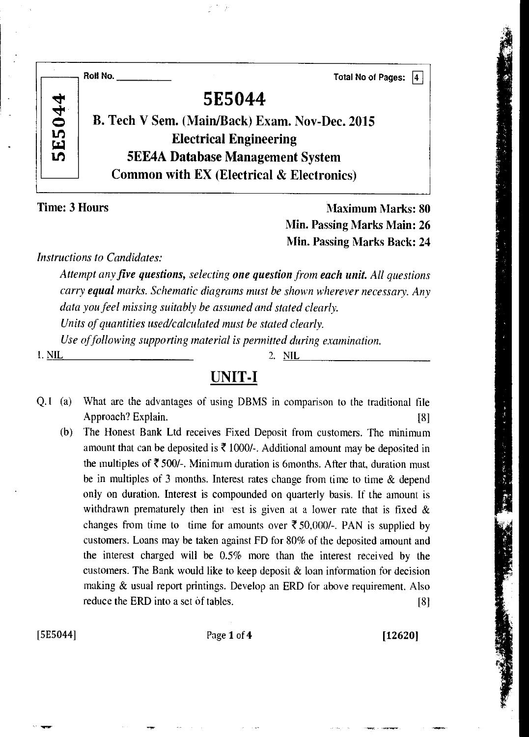Roll No. ___________ Total No of Pages: 4

# 5E5044

## B. Tech V Sem. (Main/Back) Exam. Nov-Dec. 2015
## Electrical Engineering
## 5EE4A Database Management System
## Common with EX (Electrical & Electronics)

**Time: 3 Hours**

**Maximum Marks: 80**
**Min. Passing Marks Main: 26**
**Min. Passing Marks Back: 24**

*Instructions to Candidates:*

*Attempt any **five questions**, selecting **one question** from **each unit**. All questions carry **equal** marks. Schematic diagrams must be shown wherever necessary. Any data you feel missing suitably be assumed and stated clearly.*

*Units of quantities used/calculated must be stated clearly.*

*Use of following supporting material is permitted during examination.*

1. NIL 2. NIL

## UNIT-I

Q.1 (a) What are the advantages of using DBMS in comparison to the traditional file Approach? Explain. [8]

(b) The Honest Bank Ltd receives Fixed Deposit from customers. The minimum amount that can be deposited is ₹ 1000/-. Additional amount may be deposited in the multiples of ₹ 500/-. Minimum duration is 6months. After that, duration must be in multiples of 3 months. Interest rates change from time to time & depend only on duration. Interest is compounded on quarterly basis. If the amount is withdrawn prematurely then interest is given at a lower rate that is fixed & changes from time to time for amounts over ₹ 50,000/-. PAN is supplied by customers. Loans may be taken against FD for 80% of the deposited amount and the interest charged will be 0.5% more than the interest received by the customers. The Bank would like to keep deposit & loan information for decision making & usual report printings. Develop an ERD for above requirement. Also reduce the ERD into a set of tables. [8]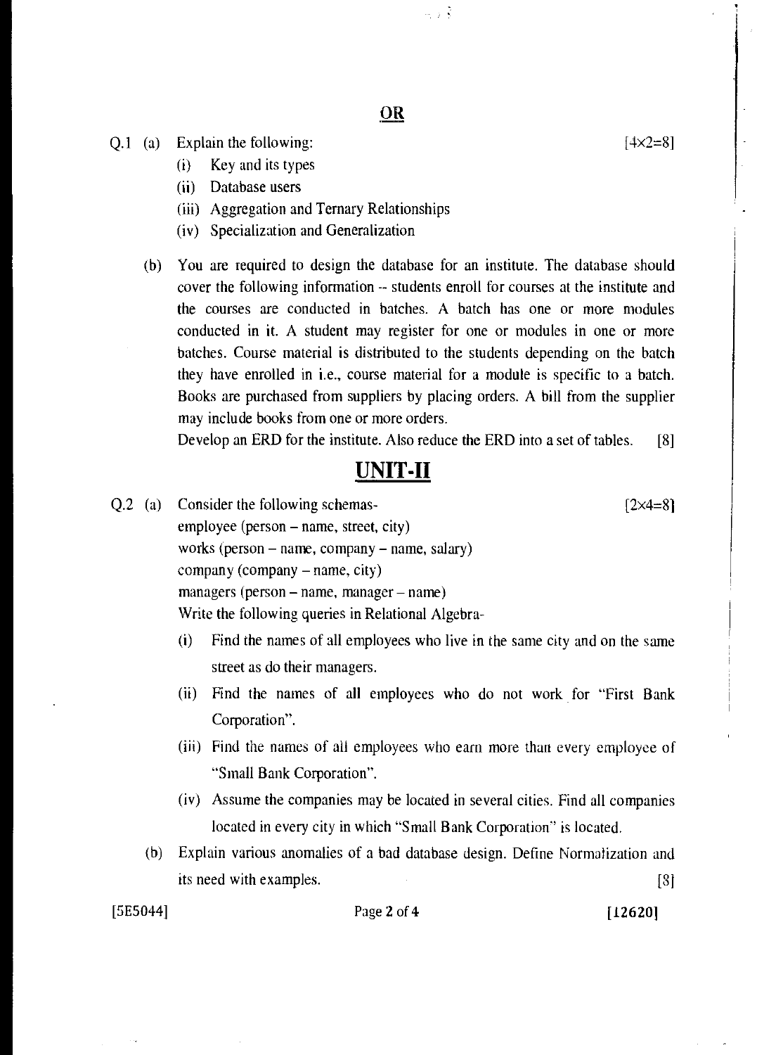## OR

Q.1 (a) Explain the following: [4×2=8]

(i) Key and its types

(ii) Database users

(iii) Aggregation and Ternary Relationships

(iv) Specialization and Generalization

(b) You are required to design the database for an institute. The database should cover the following information -- students enroll for courses at the institute and the courses are conducted in batches. A batch has one or more modules conducted in it. A student may register for one or modules in one or more batches. Course material is distributed to the students depending on the batch they have enrolled in i.e., course material for a module is specific to a batch. Books are purchased from suppliers by placing orders. A bill from the supplier may include books from one or more orders.

Develop an ERD for the institute. Also reduce the ERD into a set of tables. [8]

# UNIT-II

Q.2 (a) Consider the following schemas- [2×4=8]

employee (person – name, street, city)

works (person – name, company – name, salary)

company (company – name, city)

managers (person – name, manager – name)

Write the following queries in Relational Algebra-

(i) Find the names of all employees who live in the same city and on the same street as do their managers.

(ii) Find the names of all employees who do not work for "First Bank Corporation".

(iii) Find the names of all employees who earn more than every employee of "Small Bank Corporation".

(iv) Assume the companies may be located in several cities. Find all companies located in every city in which "Small Bank Corporation" is located.

(b) Explain various anomalies of a bad database design. Define Normalization and its need with examples. [8]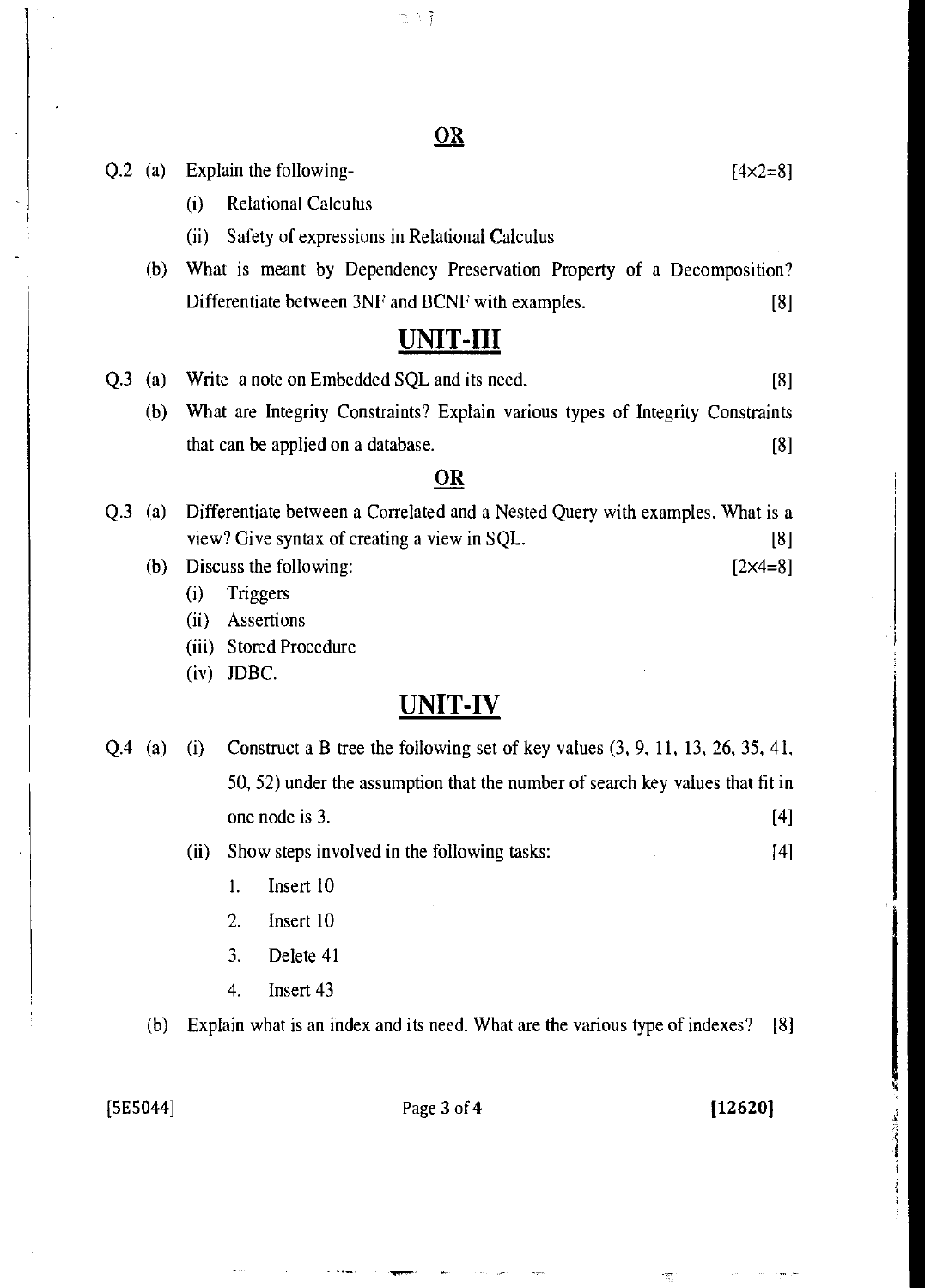**OR**

Q.2 (a) Explain the following- [4×2=8]

(i) Relational Calculus

(ii) Safety of expressions in Relational Calculus

(b) What is meant by Dependency Preservation Property of a Decomposition? Differentiate between 3NF and BCNF with examples. [8]

## UNIT-III

Q.3 (a) Write a note on Embedded SQL and its need. [8]

(b) What are Integrity Constraints? Explain various types of Integrity Constraints that can be applied on a database. [8]

**OR**

Q.3 (a) Differentiate between a Correlated and a Nested Query with examples. What is a view? Give syntax of creating a view in SQL. [8]

(b) Discuss the following: [2×4=8]

(i) Triggers

(ii) Assertions

(iii) Stored Procedure

(iv) JDBC.

## UNIT-IV

Q.4 (a) (i) Construct a B tree the following set of key values (3, 9, 11, 13, 26, 35, 41, 50, 52) under the assumption that the number of search key values that fit in one node is 3. [4]

(ii) Show steps involved in the following tasks: [4]

1. Insert 10
2. Insert 10
3. Delete 41
4. Insert 43

(b) Explain what is an index and its need. What are the various type of indexes? [8]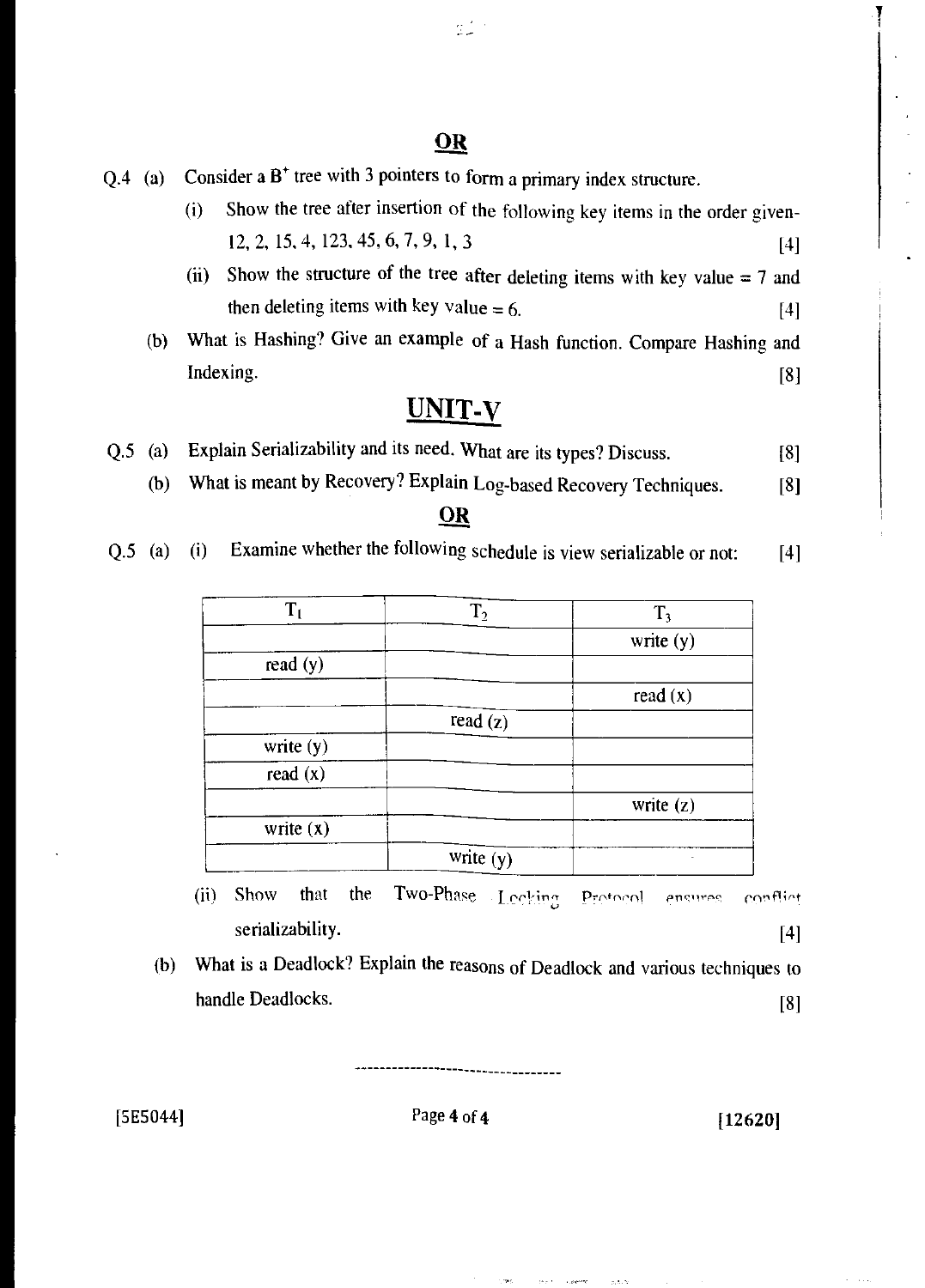**OR**

Q.4 (a) Consider a $B^+$ tree with 3 pointers to form a primary index structure.

(i) Show the tree after insertion of the following key items in the order given- 12, 2, 15, 4, 123, 45, 6, 7, 9, 1, 3 [4]

(ii) Show the structure of the tree after deleting items with key value = 7 and then deleting items with key value = 6. [4]

(b) What is Hashing? Give an example of a Hash function. Compare Hashing and Indexing. [8]

## UNIT-V

Q.5 (a) Explain Serializability and its need. What are its types? Discuss. [8]

(b) What is meant by Recovery? Explain Log-based Recovery Techniques. [8]

**OR**

Q.5 (a) (i) Examine whether the following schedule is view serializable or not: [4]

| $T_1$ | $T_2$ | $T_3$ |
|---|---|---|
| | | write (y) |
| read (y) | | |
| | | read (x) |
| | read (z) | |
| write (y) | | |
| read (x) | | |
| | | write (z) |
| write (x) | | |
| | write (y) | |

(ii) Show that the Two-Phase Locking Protocol ensures conflict serializability. [4]

(b) What is a Deadlock? Explain the reasons of Deadlock and various techniques to handle Deadlocks. [8]

---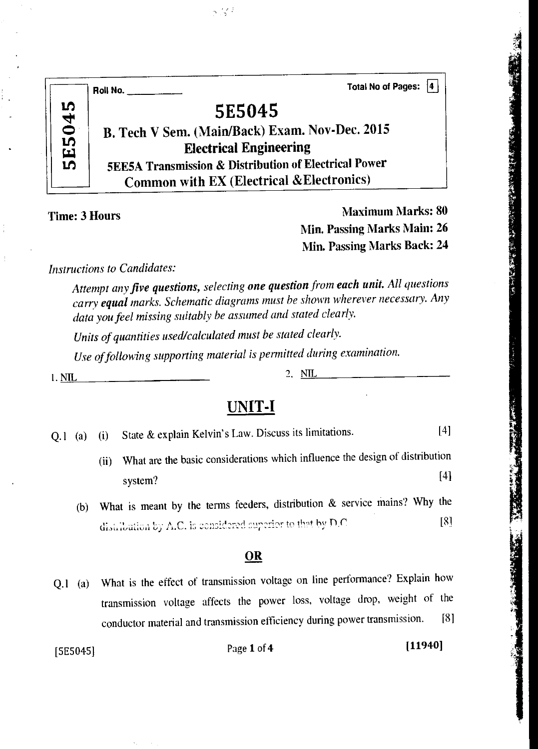Roll No. ____________ Total No of Pages: 4

5E5045

# 5E5045

## B. Tech V Sem. (Main/Back) Exam. Nov-Dec. 2015

## Electrical Engineering

### 5EE5A Transmission & Distribution of Electrical Power

### Common with EX (Electrical &Electronics)

**Time: 3 Hours** **Maximum Marks: 80**

**Min. Passing Marks Main: 26**

**Min. Passing Marks Back: 24**

*Instructions to Candidates:*

*Attempt any **five questions**, selecting **one question** from **each unit.** All questions carry **equal** marks. Schematic diagrams must be shown wherever necessary. Any data you feel missing suitably be assumed and stated clearly.*

*Units of quantities used/calculated must be stated clearly.*

*Use of following supporting material is permitted during examination.*

1. NIL 2. NIL

## UNIT-I

Q.1 (a) (i) State & explain Kelvin's Law. Discuss its limitations. [4]

(ii) What are the basic considerations which influence the design of distribution system? [4]

(b) What is meant by the terms feeders, distribution & service mains? Why the distribution by A.C. is considered superior to that by D.C [8]

**OR**

Q.1 (a) What is the effect of transmission voltage on line performance? Explain how transmission voltage affects the power loss, voltage drop, weight of the conductor material and transmission efficiency during power transmission. [8]

[5E5045] [11940]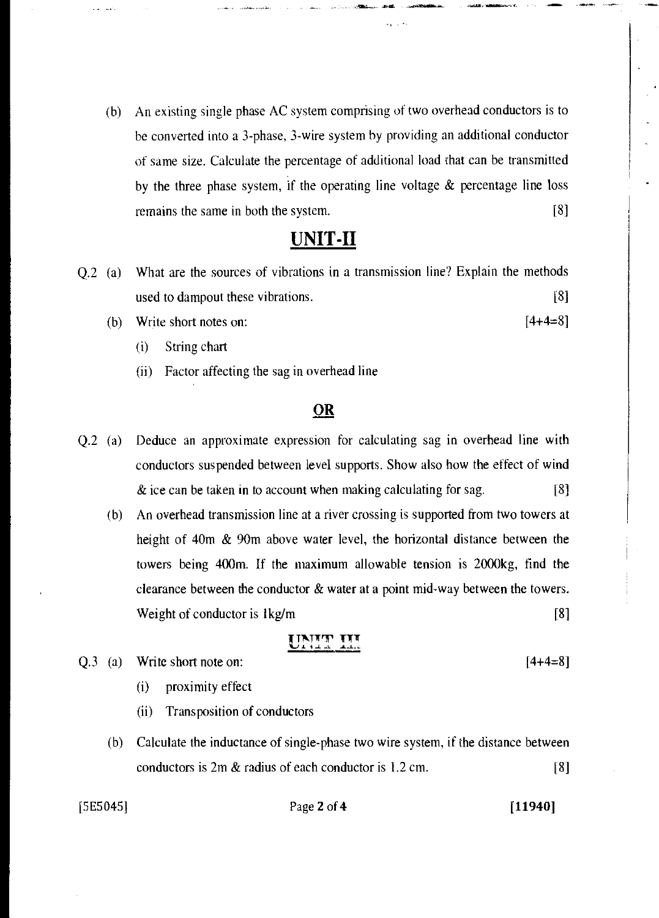(b) An existing single phase AC system comprising of two overhead conductors is to be converted into a 3-phase, 3-wire system by providing an additional conductor of same size. Calculate the percentage of additional load that can be transmitted by the three phase system, if the operating line voltage & percentage line loss remains the same in both the system. [8]

## UNIT-II

Q.2 (a) What are the sources of vibrations in a transmission line? Explain the methods used to dampout these vibrations. [8]

(b) Write short notes on: [4+4=8]

(i) String chart

(ii) Factor affecting the sag in overhead line

**OR**

Q.2 (a) Deduce an approximate expression for calculating sag in overhead line with conductors suspended between level supports. Show also how the effect of wind & ice can be taken in to account when making calculating for sag. [8]

(b) An overhead transmission line at a river crossing is supported from two towers at height of 40m & 90m above water level, the horizontal distance between the towers being 400m. If the maximum allowable tension is 2000kg, find the clearance between the conductor & water at a point mid-way between the towers. Weight of conductor is 1kg/m [8]

## UNIT-III

Q.3 (a) Write short note on: [4+4=8]

(i) proximity effect

(ii) Transposition of conductors

(b) Calculate the inductance of single-phase two wire system, if the distance between conductors is 2m & radius of each conductor is 1.2 cm. [8]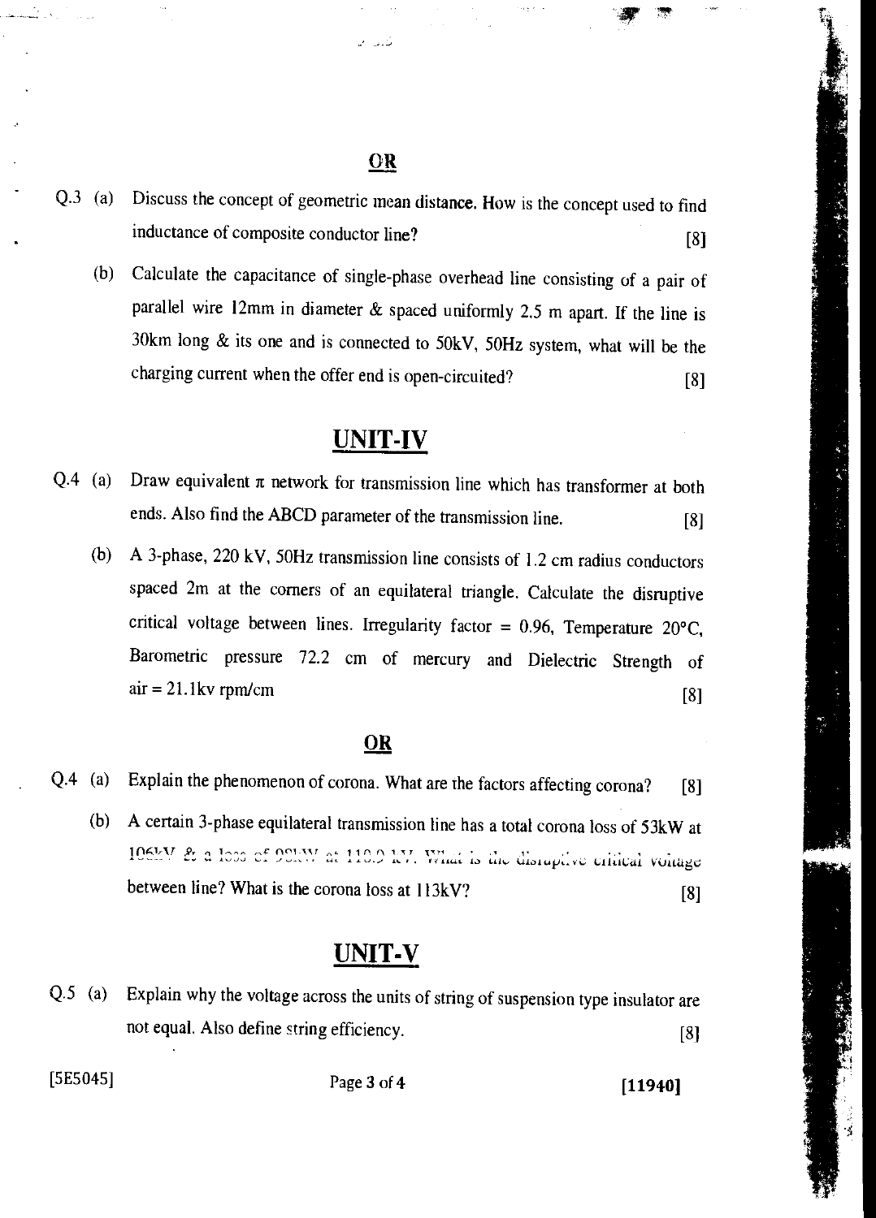**OR**

Q.3 (a) Discuss the concept of geometric mean distance. How is the concept used to find inductance of composite conductor line? [8]

(b) Calculate the capacitance of single-phase overhead line consisting of a pair of parallel wire 12mm in diameter & spaced uniformly 2.5 m apart. If the line is 30km long & its one and is connected to 50kV, 50Hz system, what will be the charging current when the offer end is open-circuited? [8]

## UNIT-IV

Q.4 (a) Draw equivalent $\pi$ network for transmission line which has transformer at both ends. Also find the ABCD parameter of the transmission line. [8]

(b) A 3-phase, 220 kV, 50Hz transmission line consists of 1.2 cm radius conductors spaced 2m at the corners of an equilateral triangle. Calculate the disruptive critical voltage between lines. Irregularity factor = 0.96, Temperature 20°C, Barometric pressure 72.2 cm of mercury and Dielectric Strength of air = 21.1kv rpm/cm [8]

**OR**

Q.4 (a) Explain the phenomenon of corona. What are the factors affecting corona? [8]

(b) A certain 3-phase equilateral transmission line has a total corona loss of 53kW at 106kV & a loss of 98kW at 110.9 kV. What is the disruptive critical voltage between line? What is the corona loss at 113kV? [8]

## UNIT-V

Q.5 (a) Explain why the voltage across the units of string of suspension type insulator are not equal. Also define string efficiency. [8]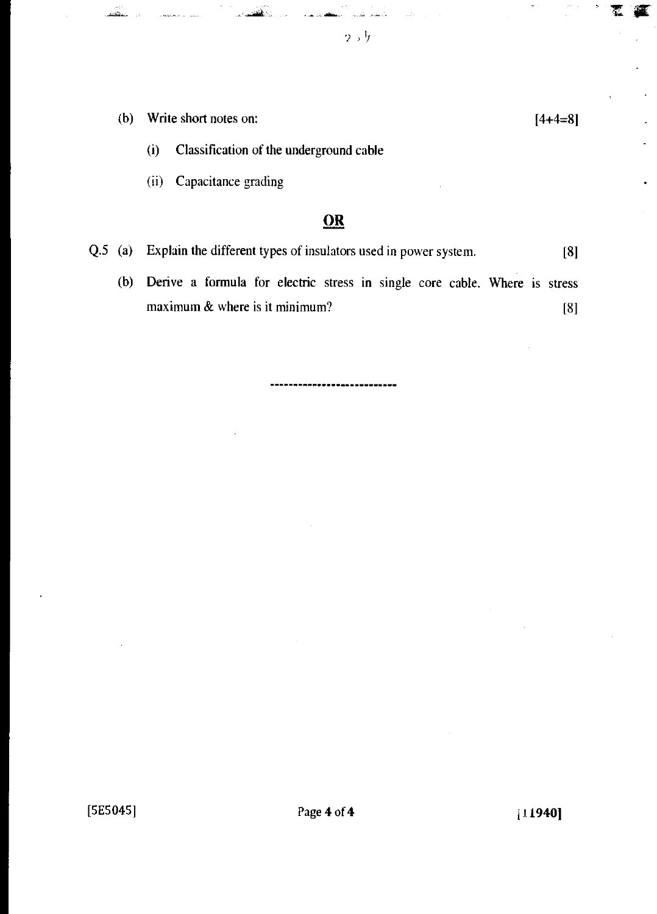(b) Write short notes on: [4+4=8]

  (i) Classification of the underground cable

  (ii) Capacitance grading

**OR**

Q.5 (a) Explain the different types of insulators used in power system. [8]

  (b) Derive a formula for electric stress in single core cable. Where is stress maximum & where is it minimum? [8]

---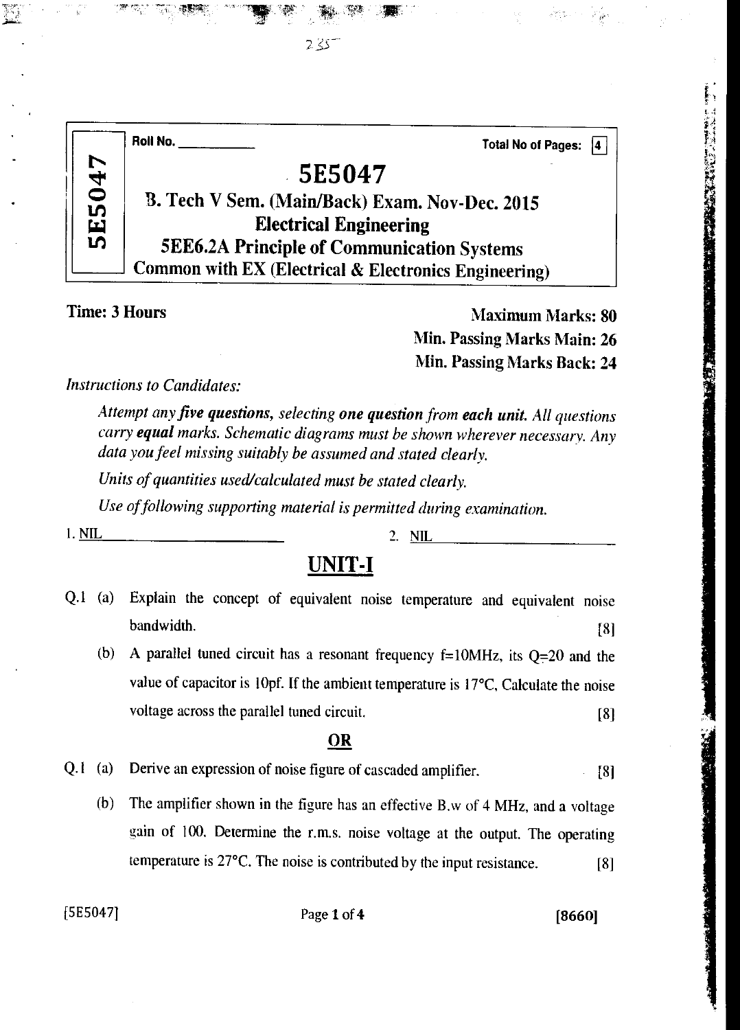Roll No. ____________ Total No of Pages: 4

# 5E5047

## B. Tech V Sem. (Main/Back) Exam. Nov-Dec. 2015
## Electrical Engineering
## 5EE6.2A Principle of Communication Systems
## Common with EX (Electrical & Electronics Engineering)

**Time: 3 Hours** **Maximum Marks: 80**
**Min. Passing Marks Main: 26**
**Min. Passing Marks Back: 24**

*Instructions to Candidates:*

*Attempt any **five questions**, selecting **one question** from **each unit**. All questions carry **equal** marks. Schematic diagrams must be shown wherever necessary. Any data you feel missing suitably be assumed and stated clearly.*

*Units of quantities used/calculated must be stated clearly.*

*Use of following supporting material is permitted during examination.*

1. NIL 2. NIL

## UNIT-I

Q.1 (a) Explain the concept of equivalent noise temperature and equivalent noise bandwidth. [8]

(b) A parallel tuned circuit has a resonant frequency f=10MHz, its Q=20 and the value of capacitor is 10pf. If the ambient temperature is 17°C, Calculate the noise voltage across the parallel tuned circuit. [8]

**OR**

Q.1 (a) Derive an expression of noise figure of cascaded amplifier. [8]

(b) The amplifier shown in the figure has an effective B.w of 4 MHz, and a voltage gain of 100. Determine the r.m.s. noise voltage at the output. The operating temperature is 27°C. The noise is contributed by the input resistance. [8]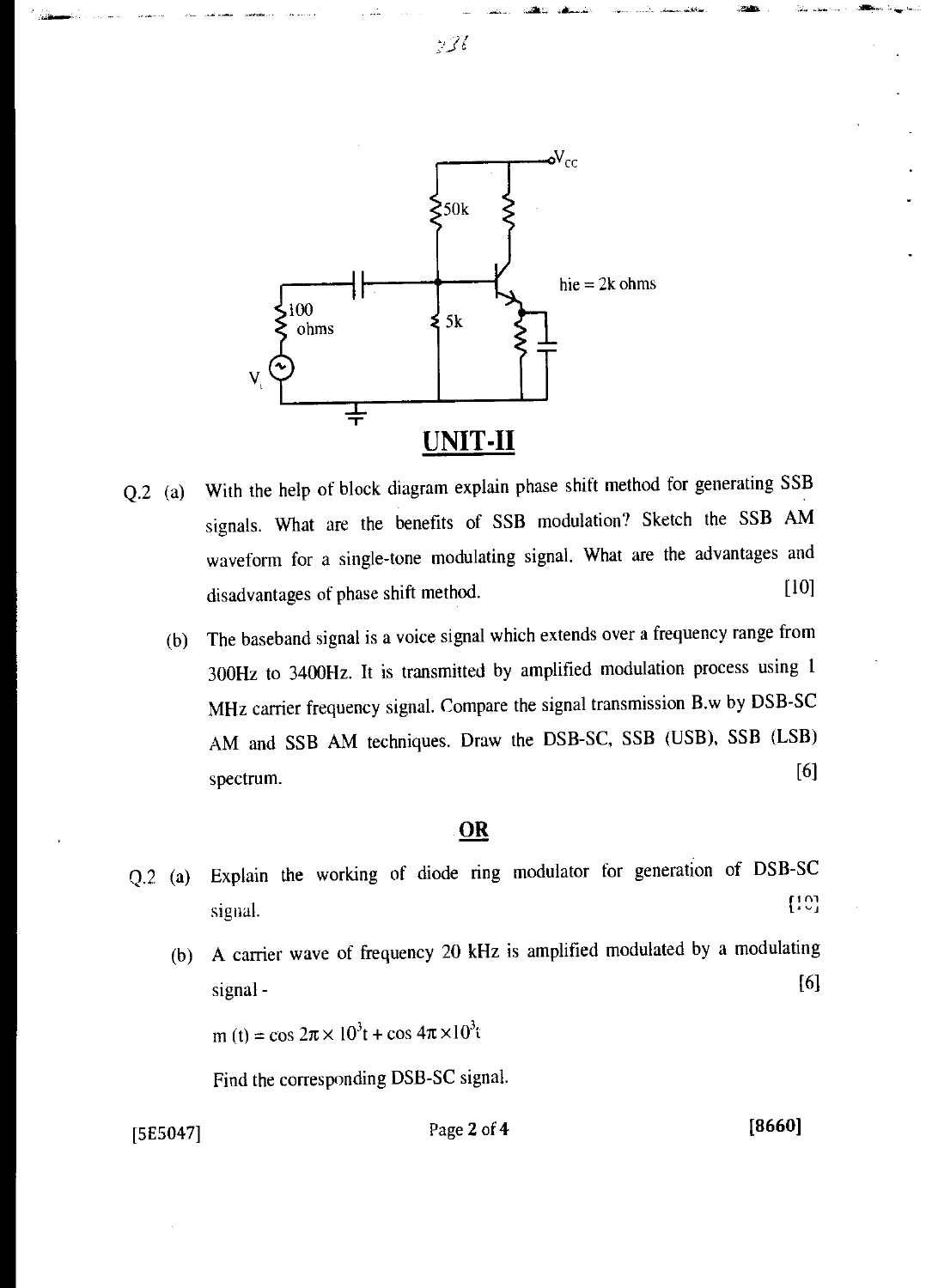$V_{CC}$

50k

hie = 2k ohms

100 ohms

5k

$V_i$

## UNIT-II

Q.2 (a) With the help of block diagram explain phase shift method for generating SSB signals. What are the benefits of SSB modulation? Sketch the SSB AM waveform for a single-tone modulating signal. What are the advantages and disadvantages of phase shift method. [10]

(b) The baseband signal is a voice signal which extends over a frequency range from 300Hz to 3400Hz. It is transmitted by amplified modulation process using 1 MHz carrier frequency signal. Compare the signal transmission B.w by DSB-SC AM and SSB AM techniques. Draw the DSB-SC, SSB (USB), SSB (LSB) spectrum. [6]

**OR**

Q.2 (a) Explain the working of diode ring modulator for generation of DSB-SC signal. [10]

(b) A carrier wave of frequency 20 kHz is amplified modulated by a modulating signal - [6]

$m(t) = \cos 2\pi \times 10^3 t + \cos 4\pi \times 10^3 t$

Find the corresponding DSB-SC signal.

[5E5047] [8660]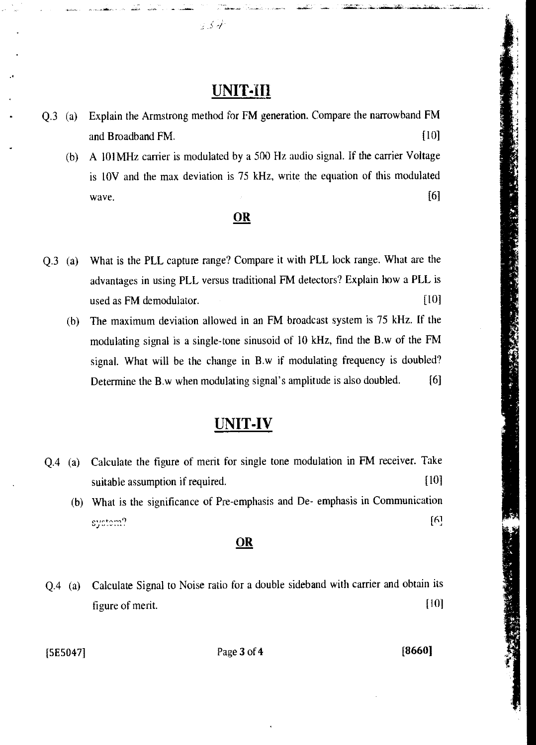## UNIT-III

Q.3 (a) Explain the Armstrong method for FM generation. Compare the narrowband FM and Broadband FM. [10]

(b) A 101MHz carrier is modulated by a 500 Hz audio signal. If the carrier Voltage is 10V and the max deviation is 75 kHz, write the equation of this modulated wave. [6]

**OR**

Q.3 (a) What is the PLL capture range? Compare it with PLL lock range. What are the advantages in using PLL versus traditional FM detectors? Explain how a PLL is used as FM demodulator. [10]

(b) The maximum deviation allowed in an FM broadcast system is 75 kHz. If the modulating signal is a single-tone sinusoid of 10 kHz, find the B.w of the FM signal. What will be the change in B.w if modulating frequency is doubled? Determine the B.w when modulating signal's amplitude is also doubled. [6]

## UNIT-IV

Q.4 (a) Calculate the figure of merit for single tone modulation in FM receiver. Take suitable assumption if required. [10]

(b) What is the significance of Pre-emphasis and De- emphasis in Communication system? [6]

**OR**

Q.4 (a) Calculate Signal to Noise ratio for a double sideband with carrier and obtain its figure of merit. [10]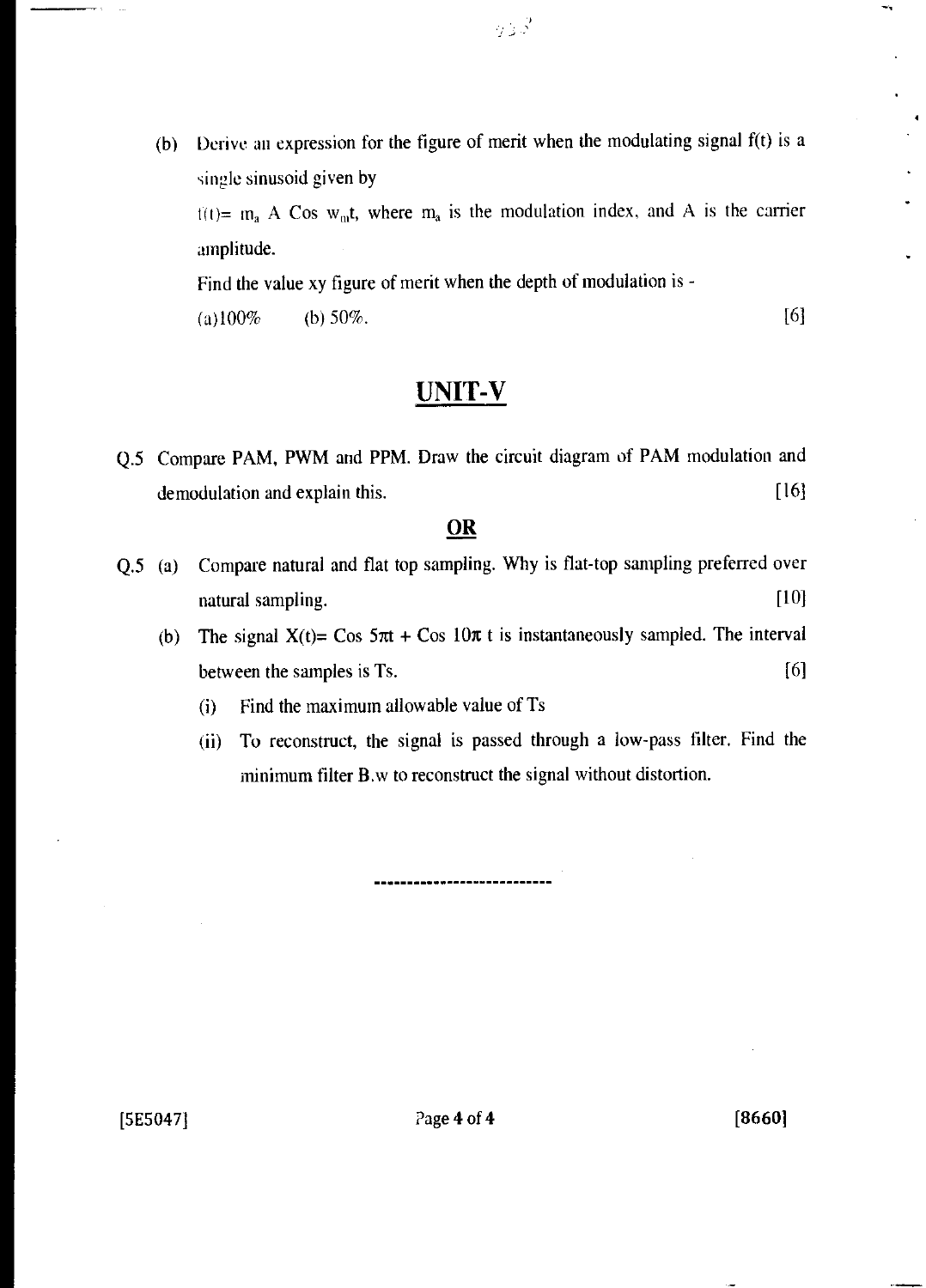(b) Derive an expression for the figure of merit when the modulating signal f(t) is a single sinusoid given by

$f(t) = m_a A \cos w_m t$, where $m_a$ is the modulation index, and A is the carrier amplitude.

Find the value xy figure of merit when the depth of modulation is -

(a) 100%  (b) 50%.  [6]

## UNIT-V

Q.5 Compare PAM, PWM and PPM. Draw the circuit diagram of PAM modulation and demodulation and explain this.  [16]

**OR**

Q.5 (a) Compare natural and flat top sampling. Why is flat-top sampling preferred over natural sampling.  [10]

(b) The signal $X(t) = \cos 5\pi t + \cos 10\pi t$ is instantaneously sampled. The interval between the samples is Ts.  [6]

(i) Find the maximum allowable value of Ts

(ii) To reconstruct, the signal is passed through a low-pass filter. Find the minimum filter B.w to reconstruct the signal without distortion.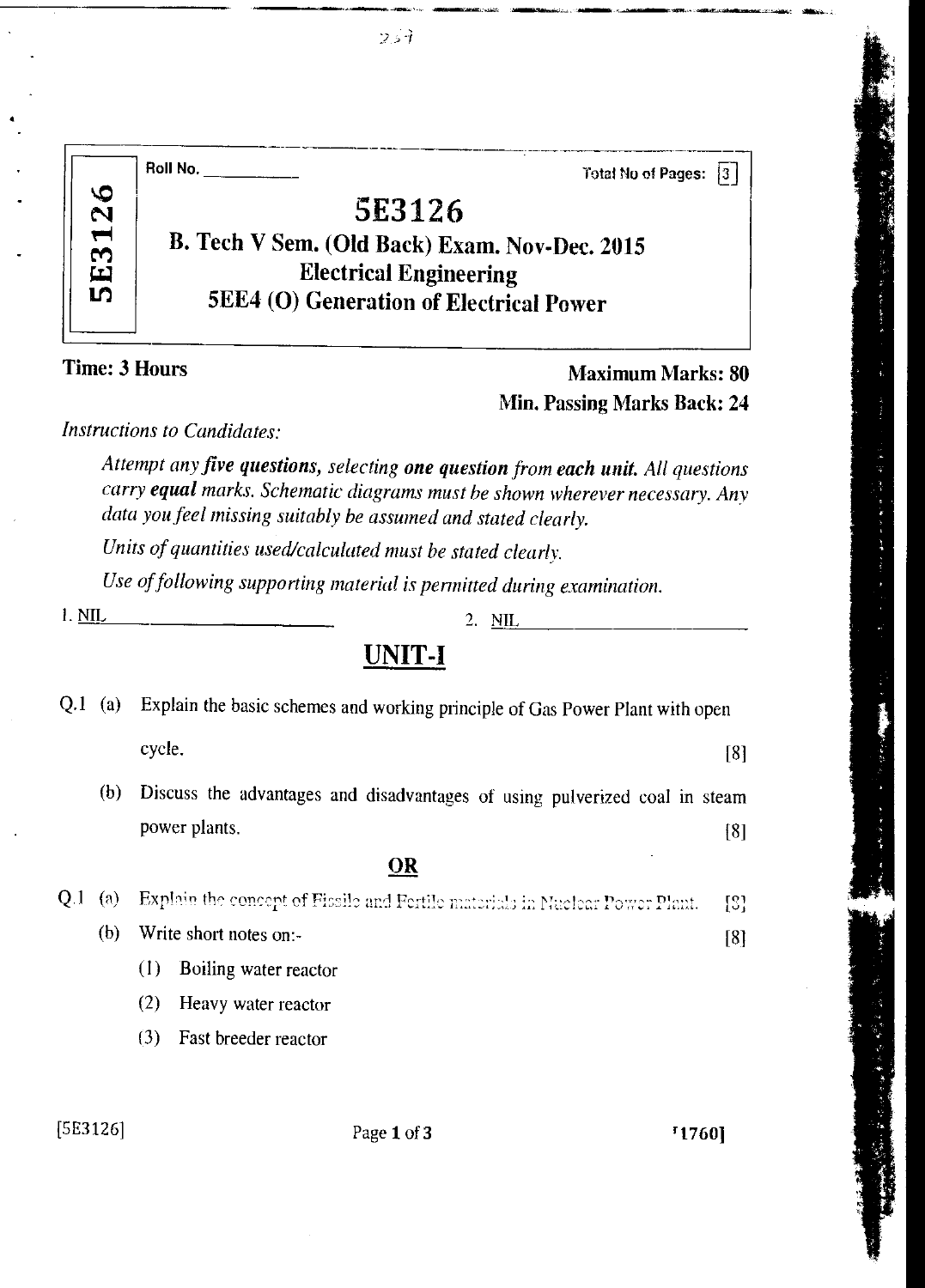Roll No. \_\_\_\_\_\_\_\_\_\_

Total No of Pages: 3

# 5E3126

## B. Tech V Sem. (Old Back) Exam. Nov-Dec. 2015
## Electrical Engineering
## 5EE4 (O) Generation of Electrical Power

**Time: 3 Hours**

**Maximum Marks: 80**
**Min. Passing Marks Back: 24**

*Instructions to Candidates:*

*Attempt any* ***five questions****, selecting* ***one question*** *from* ***each unit****. All questions carry* ***equal*** *marks. Schematic diagrams must be shown wherever necessary. Any data you feel missing suitably be assumed and stated clearly.*

*Units of quantities used/calculated must be stated clearly.*

*Use of following supporting material is permitted during examination.*

1. NIL
2. NIL

## UNIT-I

Q.1 (a) Explain the basic schemes and working principle of Gas Power Plant with open cycle. [8]

(b) Discuss the advantages and disadvantages of using pulverized coal in steam power plants. [8]

**OR**

Q.1 (a) Explain the concept of Fissile and Fertile materials in Nuclear Power Plant. [8]

(b) Write short notes on:- [8]

(1) Boiling water reactor

(2) Heavy water reactor

(3) Fast breeder reactor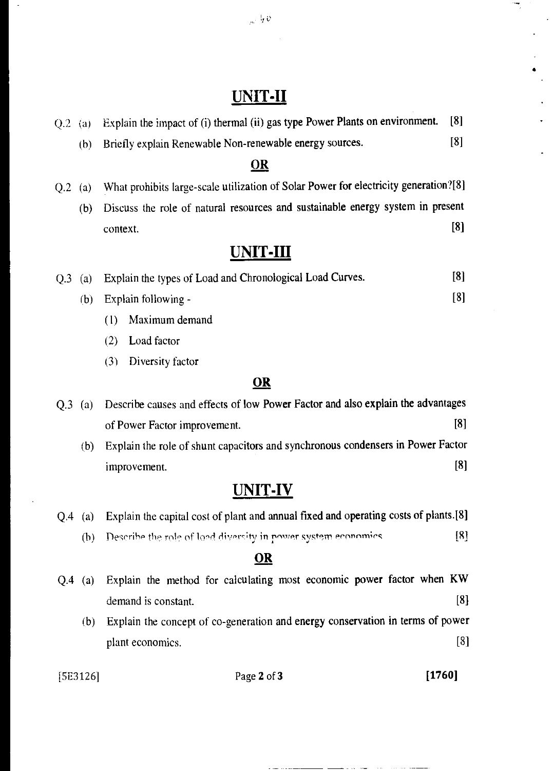## UNIT-II

Q.2 (a) Explain the impact of (i) thermal (ii) gas type Power Plants on environment. [8]

(b) Briefly explain Renewable Non-renewable energy sources. [8]

**OR**

Q.2 (a) What prohibits large-scale utilization of Solar Power for electricity generation? [8]

(b) Discuss the role of natural resources and sustainable energy system in present context. [8]

## UNIT-III

Q.3 (a) Explain the types of Load and Chronological Load Curves. [8]

(b) Explain following - [8]

(1) Maximum demand

(2) Load factor

(3) Diversity factor

**OR**

Q.3 (a) Describe causes and effects of low Power Factor and also explain the advantages of Power Factor improvement. [8]

(b) Explain the role of shunt capacitors and synchronous condensers in Power Factor improvement. [8]

## UNIT-IV

Q.4 (a) Explain the capital cost of plant and annual fixed and operating costs of plants. [8]

(b) Describe the role of load diversity in power system economics. [8]

**OR**

Q.4 (a) Explain the method for calculating most economic power factor when KW demand is constant. [8]

(b) Explain the concept of co-generation and energy conservation in terms of power plant economics. [8]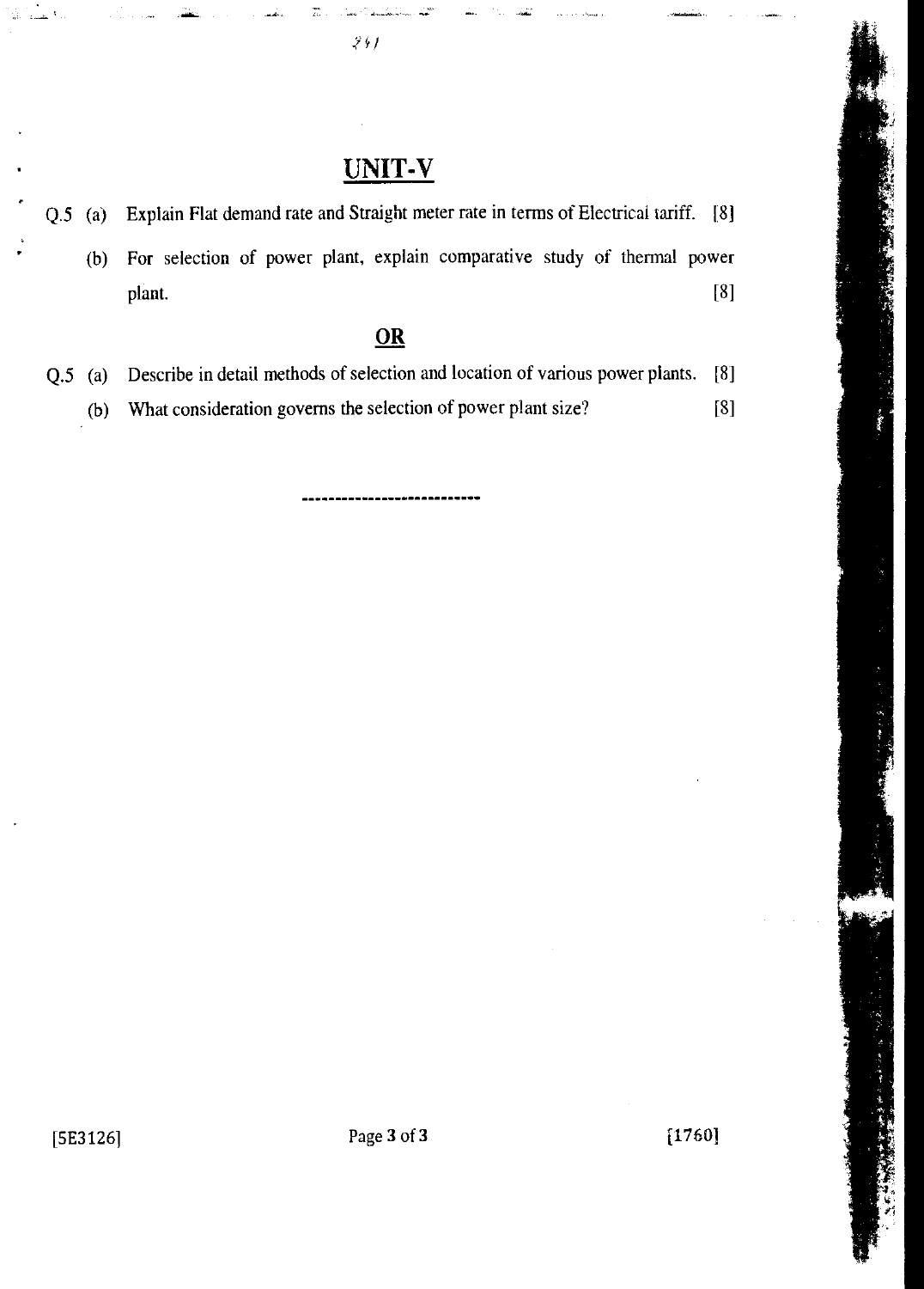## UNIT-V

Q.5 (a) Explain Flat demand rate and Straight meter rate in terms of Electrical tariff. [8]

(b) For selection of power plant, explain comparative study of thermal power plant. [8]

**OR**

Q.5 (a) Describe in detail methods of selection and location of various power plants. [8]

(b) What consideration governs the selection of power plant size? [8]

---